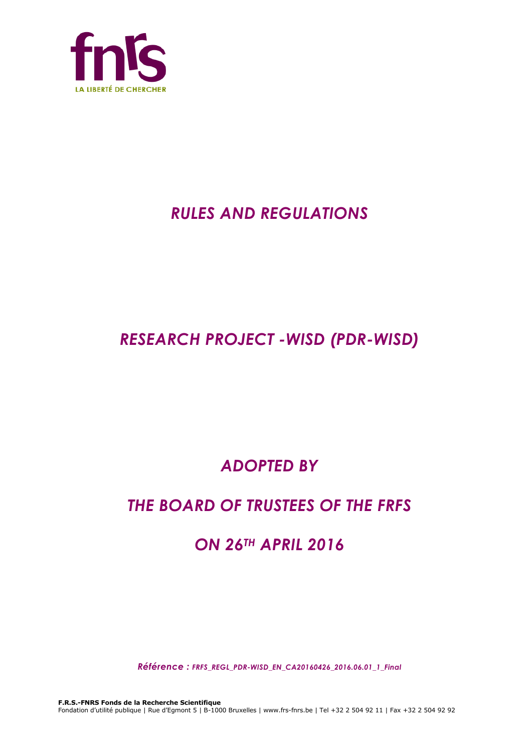# *RULES AND REGULATIONS*

# *RESEARCH PROJECT -WISD (PDR-WISD)*

## *ADOPTED BY*

## *THE BOARD OF TRUSTEES OF THE FRFS*

## *ON 26TH APRIL 2016*

*Référence : FRFS_REGL_PDR-WISD_EN_CA20160426_2016.06.01_1_Final*

**F.R.S.-FNRS Fonds de la Recherche Scientifique**
Fondation d'utilité publique | Rue d'Egmont 5 | B-1000 Bruxelles | www.frs-fnrs.be | Tel +32 2 504 92 11 | Fax +32 2 504 92 92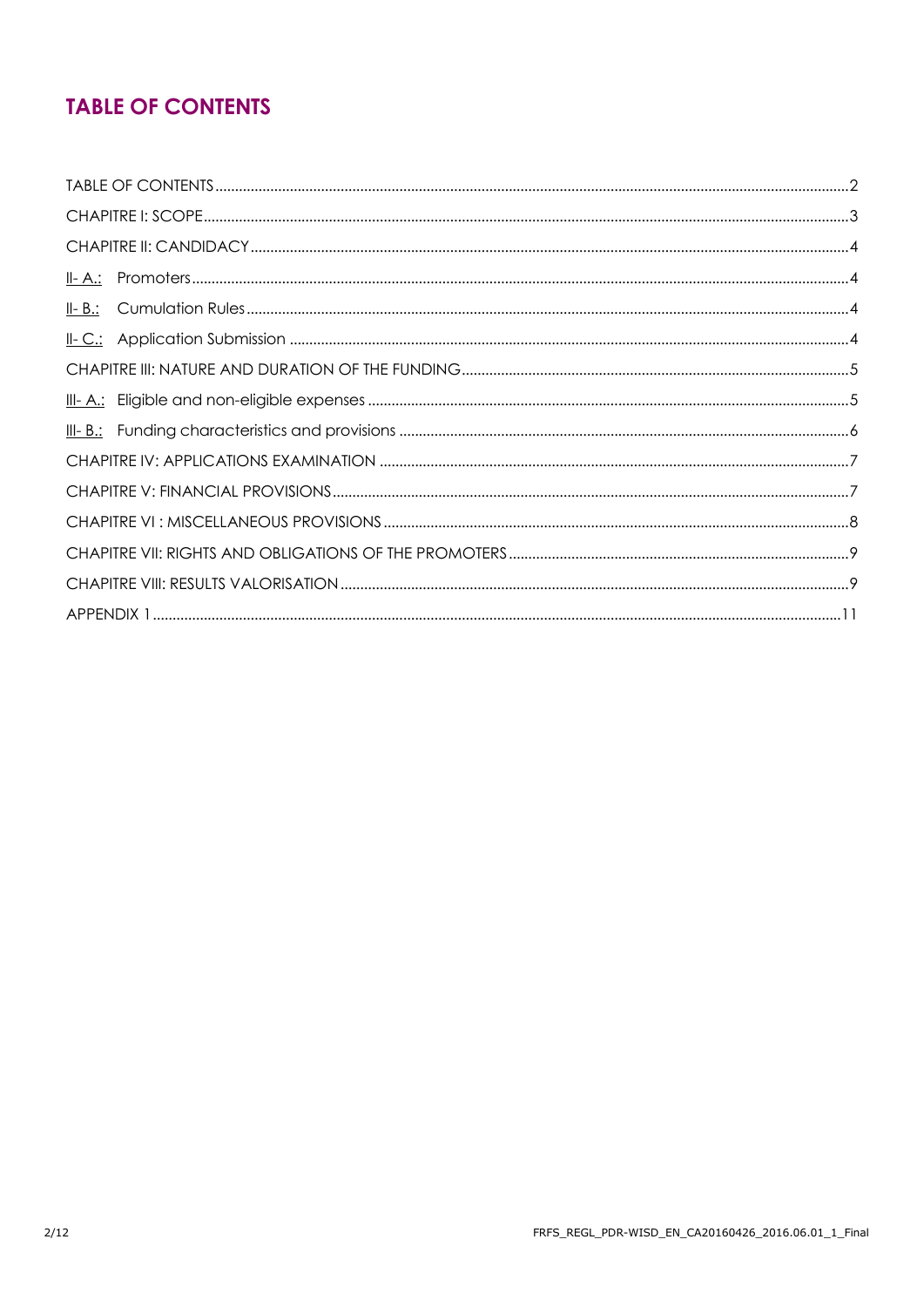# TABLE OF CONTENTS

TABLE OF CONTENTS ..... 2

CHAPITRE I: SCOPE ..... 3

CHAPITRE II: CANDIDACY ..... 4

II- A.: Promoters ..... 4

II- B.: Cumulation Rules ..... 4

II- C.: Application Submission ..... 4

CHAPITRE III: NATURE AND DURATION OF THE FUNDING ..... 5

III- A.: Eligible and non-eligible expenses ..... 5

III- B.: Funding characteristics and provisions ..... 6

CHAPITRE IV: APPLICATIONS EXAMINATION ..... 7

CHAPITRE V: FINANCIAL PROVISIONS ..... 7

CHAPITRE VI : MISCELLANEOUS PROVISIONS ..... 8

CHAPITRE VII: RIGHTS AND OBLIGATIONS OF THE PROMOTERS ..... 9

CHAPITRE VIII: RESULTS VALORISATION ..... 9

APPENDIX 1 ..... 11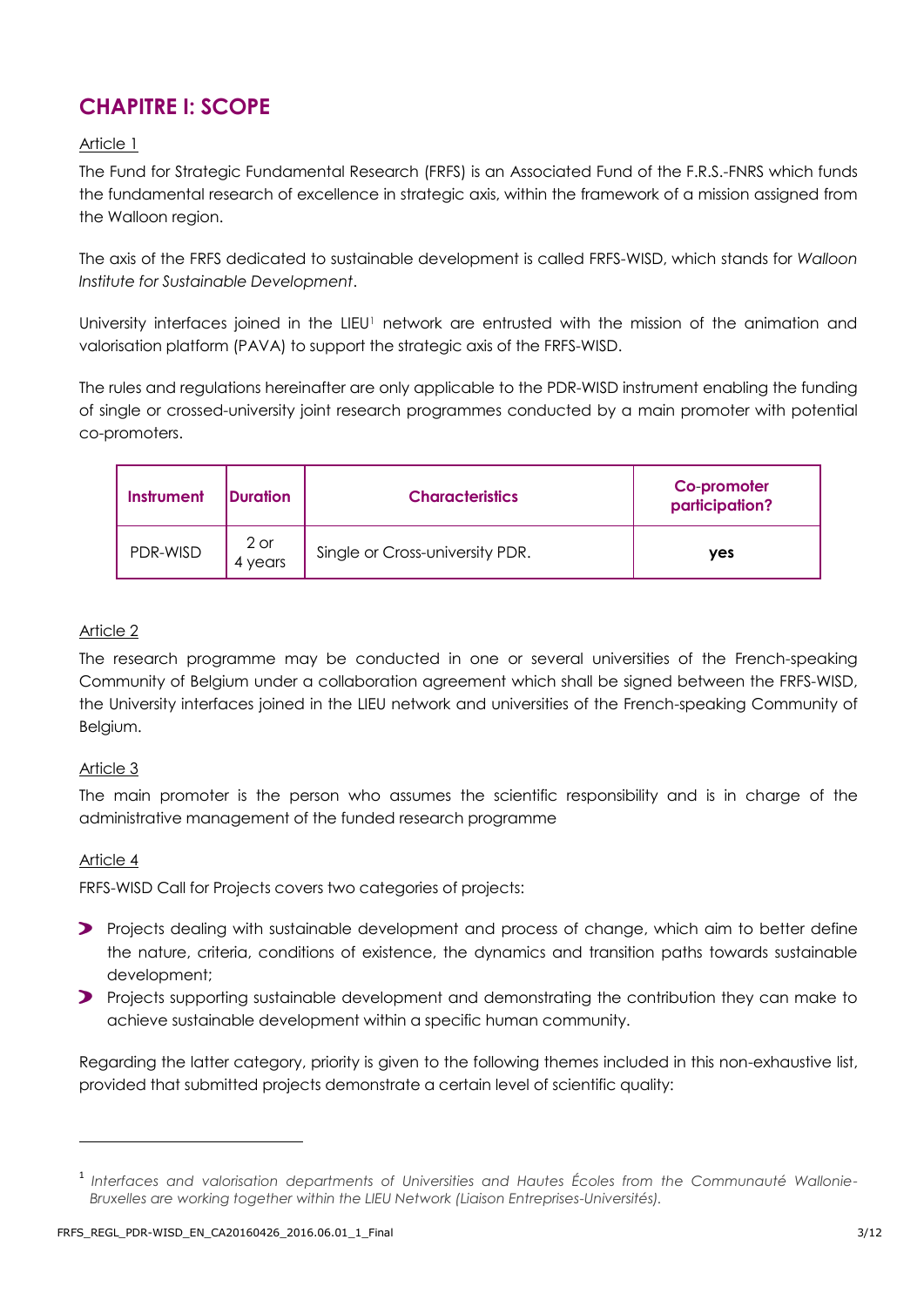## CHAPITRE I: SCOPE

Article 1

The Fund for Strategic Fundamental Research (FRFS) is an Associated Fund of the F.R.S.-FNRS which funds the fundamental research of excellence in strategic axis, within the framework of a mission assigned from the Walloon region.

The axis of the FRFS dedicated to sustainable development is called FRFS-WISD, which stands for *Walloon Institute for Sustainable Development*.

University interfaces joined in the LIEU[1] network are entrusted with the mission of the animation and valorisation platform (PAVA) to support the strategic axis of the FRFS-WISD.

The rules and regulations hereinafter are only applicable to the PDR-WISD instrument enabling the funding of single or crossed-university joint research programmes conducted by a main promoter with potential co-promoters.

| Instrument | Duration | Characteristics | Co-promoter participation? |
|---|---|---|---|
| PDR-WISD | 2 or 4 years | Single or Cross-university PDR. | **yes** |

Article 2

The research programme may be conducted in one or several universities of the French-speaking Community of Belgium under a collaboration agreement which shall be signed between the FRFS-WISD, the University interfaces joined in the LIEU network and universities of the French-speaking Community of Belgium.

Article 3

The main promoter is the person who assumes the scientific responsibility and is in charge of the administrative management of the funded research programme

Article 4

FRFS-WISD Call for Projects covers two categories of projects:

- Projects dealing with sustainable development and process of change, which aim to better define the nature, criteria, conditions of existence, the dynamics and transition paths towards sustainable development;
- Projects supporting sustainable development and demonstrating the contribution they can make to achieve sustainable development within a specific human community.

Regarding the latter category, priority is given to the following themes included in this non-exhaustive list, provided that submitted projects demonstrate a certain level of scientific quality:

[1] *Interfaces and valorisation departments of Universities and Hautes Écoles from the Communauté Wallonie-Bruxelles are working together within the LIEU Network (Liaison Entreprises-Universités).*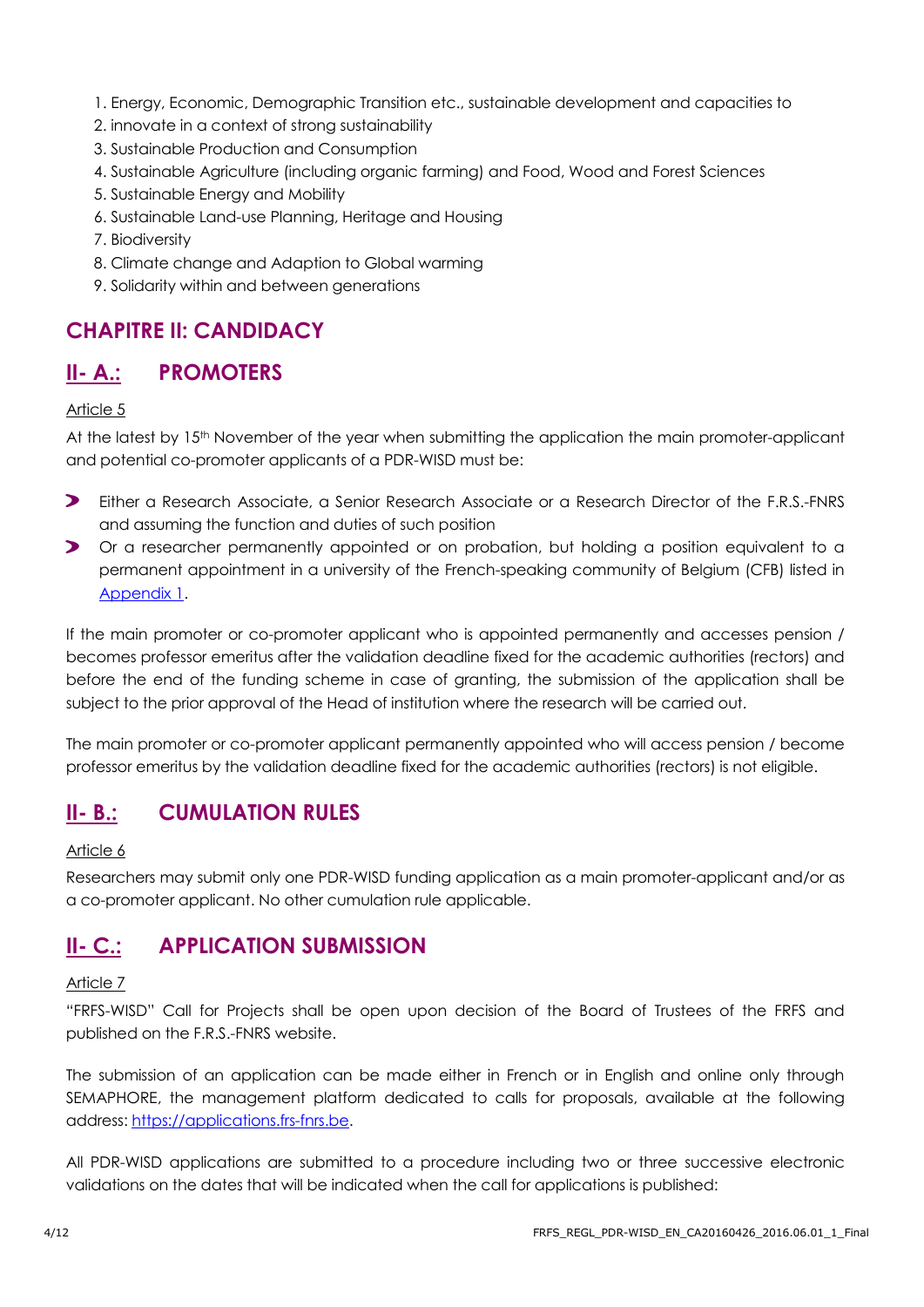1. Energy, Economic, Demographic Transition etc., sustainable development and capacities to
2. innovate in a context of strong sustainability
3. Sustainable Production and Consumption
4. Sustainable Agriculture (including organic farming) and Food, Wood and Forest Sciences
5. Sustainable Energy and Mobility
6. Sustainable Land-use Planning, Heritage and Housing
7. Biodiversity
8. Climate change and Adaption to Global warming
9. Solidarity within and between generations

# CHAPITRE II: CANDIDACY

## II- A.: PROMOTERS

Article 5

At the latest by 15th November of the year when submitting the application the main promoter-applicant and potential co-promoter applicants of a PDR-WISD must be:

- Either a Research Associate, a Senior Research Associate or a Research Director of the F.R.S.-FNRS and assuming the function and duties of such position
- Or a researcher permanently appointed or on probation, but holding a position equivalent to a permanent appointment in a university of the French-speaking community of Belgium (CFB) listed in Appendix 1.

If the main promoter or co-promoter applicant who is appointed permanently and accesses pension / becomes professor emeritus after the validation deadline fixed for the academic authorities (rectors) and before the end of the funding scheme in case of granting, the submission of the application shall be subject to the prior approval of the Head of institution where the research will be carried out.

The main promoter or co-promoter applicant permanently appointed who will access pension / become professor emeritus by the validation deadline fixed for the academic authorities (rectors) is not eligible.

## II- B.: CUMULATION RULES

Article 6

Researchers may submit only one PDR-WISD funding application as a main promoter-applicant and/or as a co-promoter applicant. No other cumulation rule applicable.

## II- C.: APPLICATION SUBMISSION

Article 7

"FRFS-WISD" Call for Projects shall be open upon decision of the Board of Trustees of the FRFS and published on the F.R.S.-FNRS website.

The submission of an application can be made either in French or in English and online only through SEMAPHORE, the management platform dedicated to calls for proposals, available at the following address: https://applications.frs-fnrs.be.

All PDR-WISD applications are submitted to a procedure including two or three successive electronic validations on the dates that will be indicated when the call for applications is published: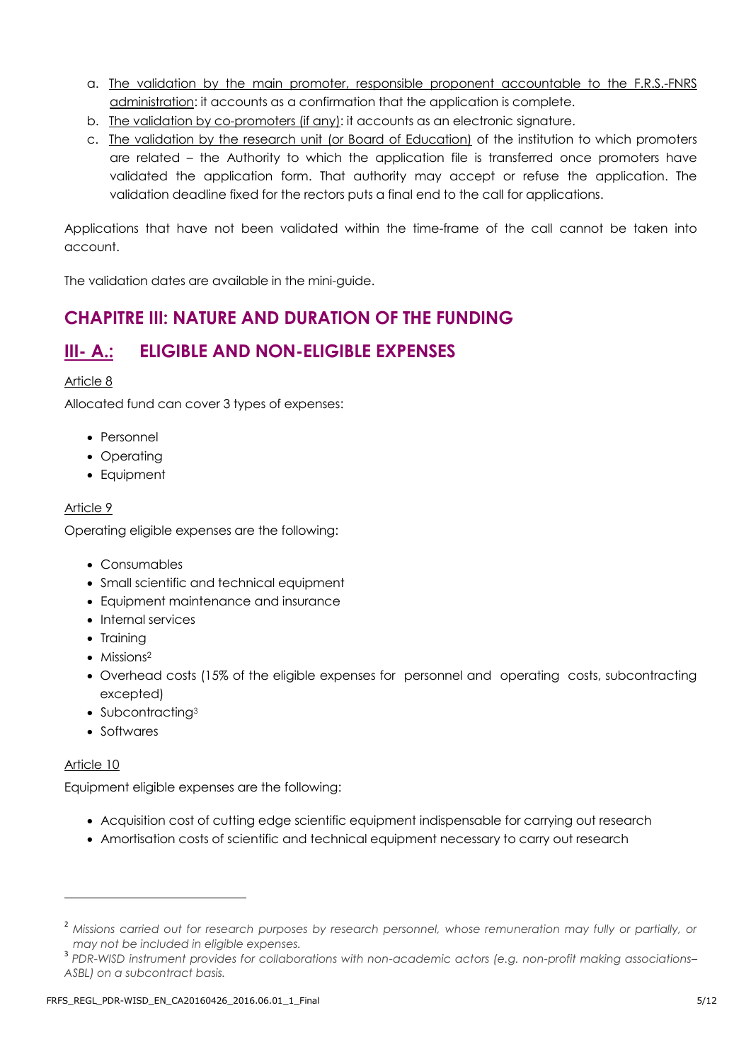a. The validation by the main promoter, responsible proponent accountable to the F.R.S.-FNRS administration: it accounts as a confirmation that the application is complete.
b. The validation by co-promoters (if any): it accounts as an electronic signature.
c. The validation by the research unit (or Board of Education) of the institution to which promoters are related – the Authority to which the application file is transferred once promoters have validated the application form. That authority may accept or refuse the application. The validation deadline fixed for the rectors puts a final end to the call for applications.

Applications that have not been validated within the time-frame of the call cannot be taken into account.

The validation dates are available in the mini-guide.

# CHAPITRE III: NATURE AND DURATION OF THE FUNDING

## III- A.: ELIGIBLE AND NON-ELIGIBLE EXPENSES

Article 8

Allocated fund can cover 3 types of expenses:

- Personnel
- Operating
- Equipment

Article 9

Operating eligible expenses are the following:

- Consumables
- Small scientific and technical equipment
- Equipment maintenance and insurance
- Internal services
- Training
- Missions[2]
- Overhead costs (15% of the eligible expenses for personnel and operating costs, subcontracting excepted)
- Subcontracting[3]
- Softwares

Article 10

Equipment eligible expenses are the following:

- Acquisition cost of cutting edge scientific equipment indispensable for carrying out research
- Amortisation costs of scientific and technical equipment necessary to carry out research

---

[2] *Missions carried out for research purposes by research personnel, whose remuneration may fully or partially, or may not be included in eligible expenses.*

[3] *PDR-WISD instrument provides for collaborations with non-academic actors (e.g. non-profit making associations– ASBL) on a subcontract basis.*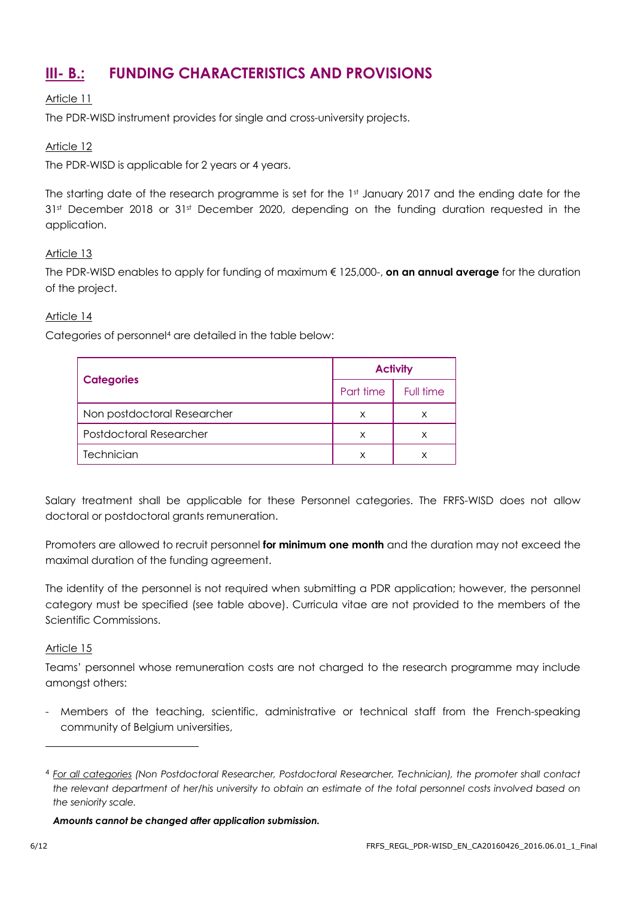## III- B.: FUNDING CHARACTERISTICS AND PROVISIONS

Article 11

The PDR-WISD instrument provides for single and cross-university projects.

Article 12

The PDR-WISD is applicable for 2 years or 4 years.

The starting date of the research programme is set for the 1st January 2017 and the ending date for the 31st December 2018 or 31st December 2020, depending on the funding duration requested in the application.

Article 13

The PDR-WISD enables to apply for funding of maximum € 125,000-, **on an annual average** for the duration of the project.

Article 14

Categories of personnel[4] are detailed in the table below:

| Categories | Activity | |
|---|---|---|
| | Part time | Full time |
| Non postdoctoral Researcher | x | x |
| Postdoctoral Researcher | x | x |
| Technician | x | x |

Salary treatment shall be applicable for these Personnel categories. The FRFS-WISD does not allow doctoral or postdoctoral grants remuneration.

Promoters are allowed to recruit personnel **for minimum one month** and the duration may not exceed the maximal duration of the funding agreement.

The identity of the personnel is not required when submitting a PDR application; however, the personnel category must be specified (see table above). Curricula vitae are not provided to the members of the Scientific Commissions.

Article 15

Teams' personnel whose remuneration costs are not charged to the research programme may include amongst others:

- Members of the teaching, scientific, administrative or technical staff from the French-speaking community of Belgium universities,

---

[4] *For all categories (Non Postdoctoral Researcher, Postdoctoral Researcher, Technician), the promoter shall contact the relevant department of her/his university to obtain an estimate of the total personnel costs involved based on the seniority scale.*

***Amounts cannot be changed after application submission.***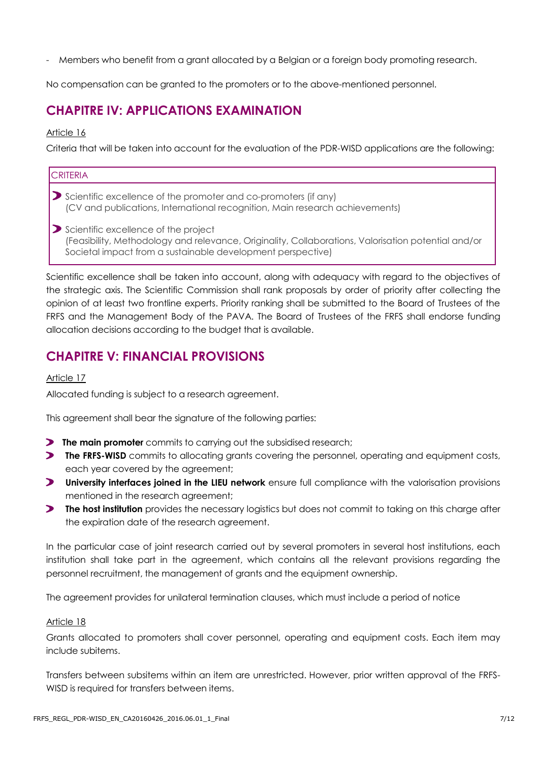- Members who benefit from a grant allocated by a Belgian or a foreign body promoting research.

No compensation can be granted to the promoters or to the above-mentioned personnel.

## CHAPITRE IV: APPLICATIONS EXAMINATION

Article 16

Criteria that will be taken into account for the evaluation of the PDR-WISD applications are the following:

| CRITERIA |
|---|
| Scientific excellence of the promoter and co-promoters (if any) (CV and publications, International recognition, Main research achievements) |
| Scientific excellence of the project (Feasibility, Methodology and relevance, Originality, Collaborations, Valorisation potential and/or Societal impact from a sustainable development perspective) |

Scientific excellence shall be taken into account, along with adequacy with regard to the objectives of the strategic axis. The Scientific Commission shall rank proposals by order of priority after collecting the opinion of at least two frontline experts. Priority ranking shall be submitted to the Board of Trustees of the FRFS and the Management Body of the PAVA. The Board of Trustees of the FRFS shall endorse funding allocation decisions according to the budget that is available.

## CHAPITRE V: FINANCIAL PROVISIONS

Article 17

Allocated funding is subject to a research agreement.

This agreement shall bear the signature of the following parties:

- **The main promoter** commits to carrying out the subsidised research;
- **The FRFS-WISD** commits to allocating grants covering the personnel, operating and equipment costs, each year covered by the agreement;
- **University interfaces joined in the LIEU network** ensure full compliance with the valorisation provisions mentioned in the research agreement;
- **The host institution** provides the necessary logistics but does not commit to taking on this charge after the expiration date of the research agreement.

In the particular case of joint research carried out by several promoters in several host institutions, each institution shall take part in the agreement, which contains all the relevant provisions regarding the personnel recruitment, the management of grants and the equipment ownership.

The agreement provides for unilateral termination clauses, which must include a period of notice

Article 18

Grants allocated to promoters shall cover personnel, operating and equipment costs. Each item may include subitems.

Transfers between subsitems within an item are unrestricted. However, prior written approval of the FRFS-WISD is required for transfers between items.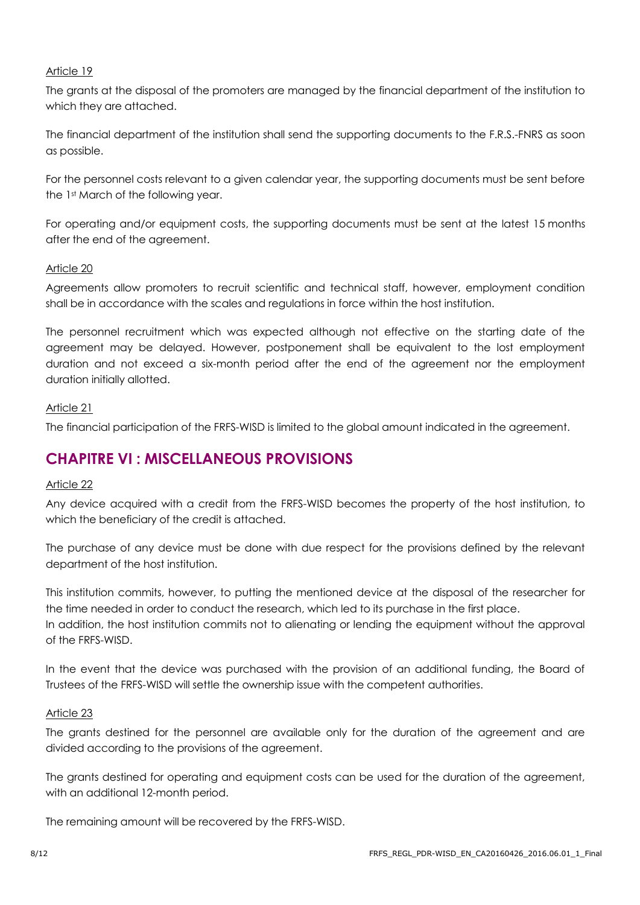Article 19

The grants at the disposal of the promoters are managed by the financial department of the institution to which they are attached.

The financial department of the institution shall send the supporting documents to the F.R.S.-FNRS as soon as possible.

For the personnel costs relevant to a given calendar year, the supporting documents must be sent before the 1st March of the following year.

For operating and/or equipment costs, the supporting documents must be sent at the latest 15 months after the end of the agreement.

Article 20

Agreements allow promoters to recruit scientific and technical staff, however, employment condition shall be in accordance with the scales and regulations in force within the host institution.

The personnel recruitment which was expected although not effective on the starting date of the agreement may be delayed. However, postponement shall be equivalent to the lost employment duration and not exceed a six-month period after the end of the agreement nor the employment duration initially allotted.

Article 21

The financial participation of the FRFS-WISD is limited to the global amount indicated in the agreement.

## CHAPITRE VI : MISCELLANEOUS PROVISIONS

Article 22

Any device acquired with a credit from the FRFS-WISD becomes the property of the host institution, to which the beneficiary of the credit is attached.

The purchase of any device must be done with due respect for the provisions defined by the relevant department of the host institution.

This institution commits, however, to putting the mentioned device at the disposal of the researcher for the time needed in order to conduct the research, which led to its purchase in the first place.
In addition, the host institution commits not to alienating or lending the equipment without the approval of the FRFS-WISD.

In the event that the device was purchased with the provision of an additional funding, the Board of Trustees of the FRFS-WISD will settle the ownership issue with the competent authorities.

Article 23

The grants destined for the personnel are available only for the duration of the agreement and are divided according to the provisions of the agreement.

The grants destined for operating and equipment costs can be used for the duration of the agreement, with an additional 12-month period.

The remaining amount will be recovered by the FRFS-WISD.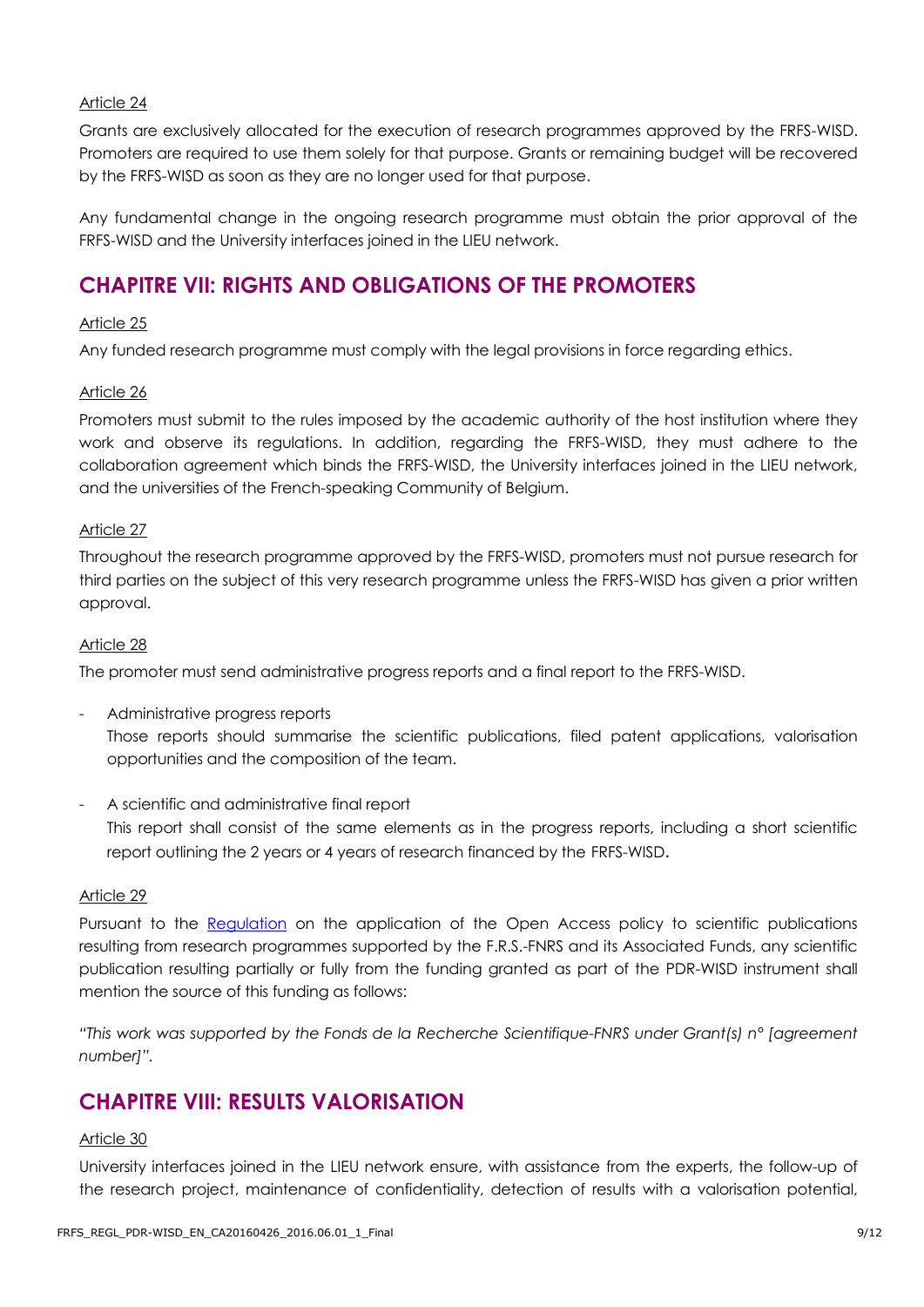Article 24

Grants are exclusively allocated for the execution of research programmes approved by the FRFS-WISD. Promoters are required to use them solely for that purpose. Grants or remaining budget will be recovered by the FRFS-WISD as soon as they are no longer used for that purpose.

Any fundamental change in the ongoing research programme must obtain the prior approval of the FRFS-WISD and the University interfaces joined in the LIEU network.

## CHAPITRE VII: RIGHTS AND OBLIGATIONS OF THE PROMOTERS

Article 25

Any funded research programme must comply with the legal provisions in force regarding ethics.

Article 26

Promoters must submit to the rules imposed by the academic authority of the host institution where they work and observe its regulations. In addition, regarding the FRFS-WISD, they must adhere to the collaboration agreement which binds the FRFS-WISD, the University interfaces joined in the LIEU network, and the universities of the French-speaking Community of Belgium.

Article 27

Throughout the research programme approved by the FRFS-WISD, promoters must not pursue research for third parties on the subject of this very research programme unless the FRFS-WISD has given a prior written approval.

Article 28

The promoter must send administrative progress reports and a final report to the FRFS-WISD.

- Administrative progress reports
  Those reports should summarise the scientific publications, filed patent applications, valorisation opportunities and the composition of the team.

- A scientific and administrative final report
  This report shall consist of the same elements as in the progress reports, including a short scientific report outlining the 2 years or 4 years of research financed by the FRFS-WISD.

Article 29

Pursuant to the Regulation on the application of the Open Access policy to scientific publications resulting from research programmes supported by the F.R.S.-FNRS and its Associated Funds, any scientific publication resulting partially or fully from the funding granted as part of the PDR-WISD instrument shall mention the source of this funding as follows:

*"This work was supported by the Fonds de la Recherche Scientifique-FNRS under Grant(s) n° [agreement number]".*

## CHAPITRE VIII: RESULTS VALORISATION

Article 30

University interfaces joined in the LIEU network ensure, with assistance from the experts, the follow-up of the research project, maintenance of confidentiality, detection of results with a valorisation potential,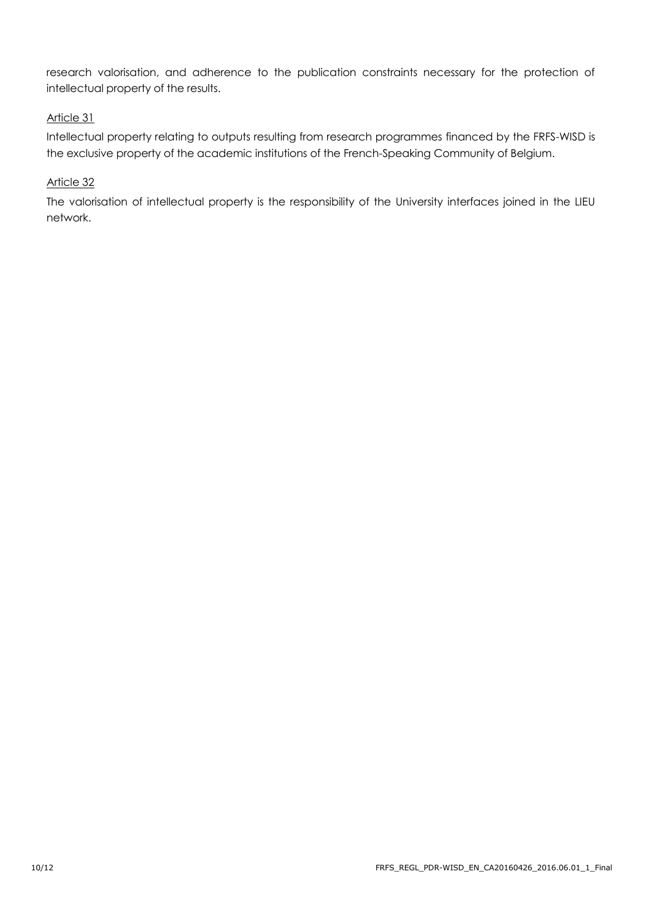research valorisation, and adherence to the publication constraints necessary for the protection of intellectual property of the results.

Article 31

Intellectual property relating to outputs resulting from research programmes financed by the FRFS-WISD is the exclusive property of the academic institutions of the French-Speaking Community of Belgium.

Article 32

The valorisation of intellectual property is the responsibility of the University interfaces joined in the LIEU network.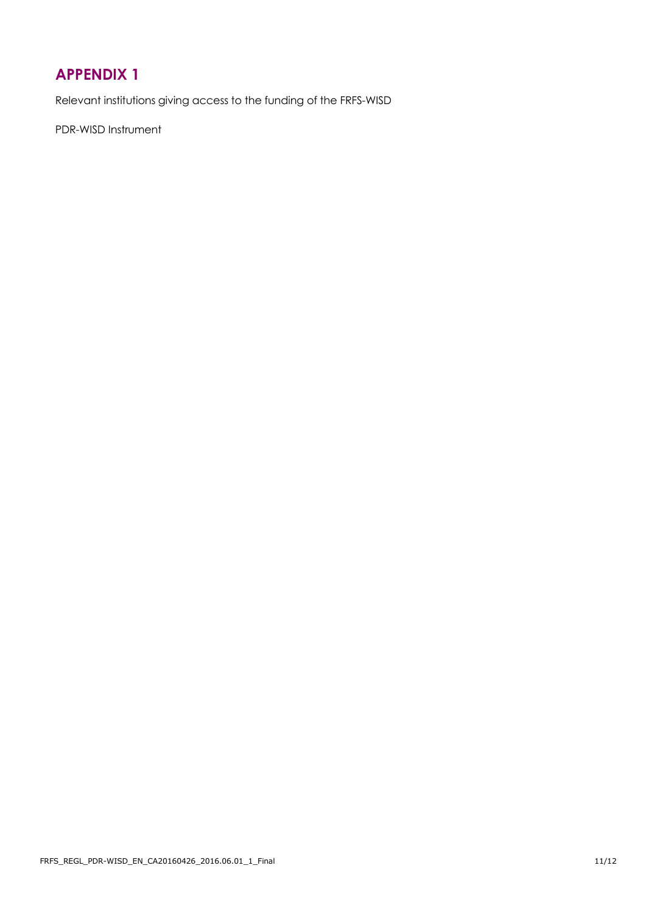# APPENDIX 1

Relevant institutions giving access to the funding of the FRFS-WISD

PDR-WISD Instrument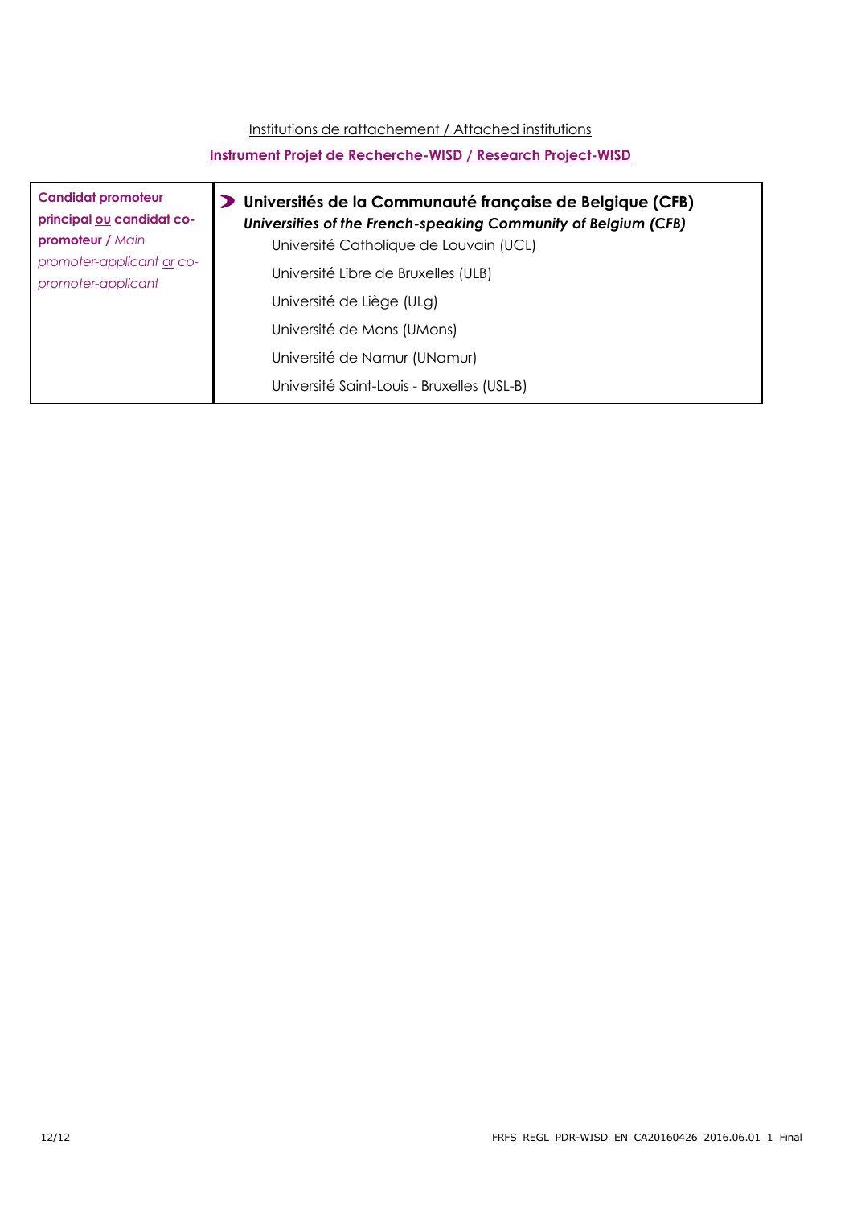Institutions de rattachement / Attached institutions

**Instrument Projet de Recherche-WISD / Research Project-WISD**

| | |
|---|---|
| **Candidat promoteur principal ou candidat co-promoteur** / *Main promoter-applicant or co-promoter-applicant* | ➤ **Universités de la Communauté française de Belgique (CFB)**<br>***Universities of the French-speaking Community of Belgium (CFB)***<br>Université Catholique de Louvain (UCL)<br>Université Libre de Bruxelles (ULB)<br>Université de Liège (ULg)<br>Université de Mons (UMons)<br>Université de Namur (UNamur)<br>Université Saint-Louis - Bruxelles (USL-B) |